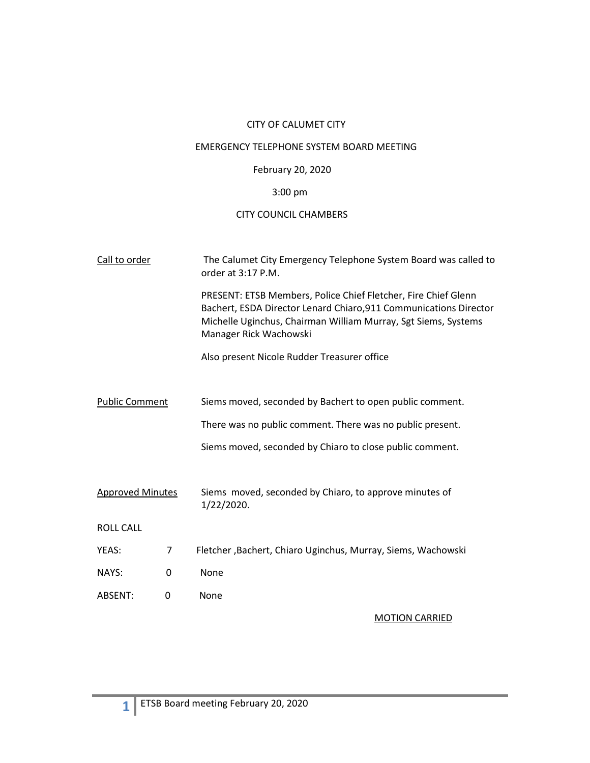CITY OF CALUMET CITY

EMERGENCY TELEPHONE SYSTEM BOARD MEETING

February 20, 2020

3:00 pm

CITY COUNCIL CHAMBERS

<u>Call to order</u>

The Calumet City Emergency Telephone System Board was called to order at 3:17 P.M.

PRESENT: ETSB Members, Police Chief Fletcher, Fire Chief Glenn Bachert, ESDA Director Lenard Chiaro,911 Communications Director Michelle Uginchus, Chairman William Murray, Sgt Siems, Systems Manager Rick Wachowski

Also present Nicole Rudder Treasurer office

<u>Public Comment</u>

Siems moved, seconded by Bachert to open public comment.

There was no public comment. There was no public present.

Siems moved, seconded by Chiaro to close public comment.

<u>Approved Minutes</u>

Siems moved, seconded by Chiaro, to approve minutes of 1/22/2020.

ROLL CALL

| | | |
|---|---|---|
| YEAS: | 7 | Fletcher ,Bachert, Chiaro Uginchus, Murray, Siems, Wachowski |
| NAYS: | 0 | None |
| ABSENT: | 0 | None |

<u>MOTION CARRIED</u>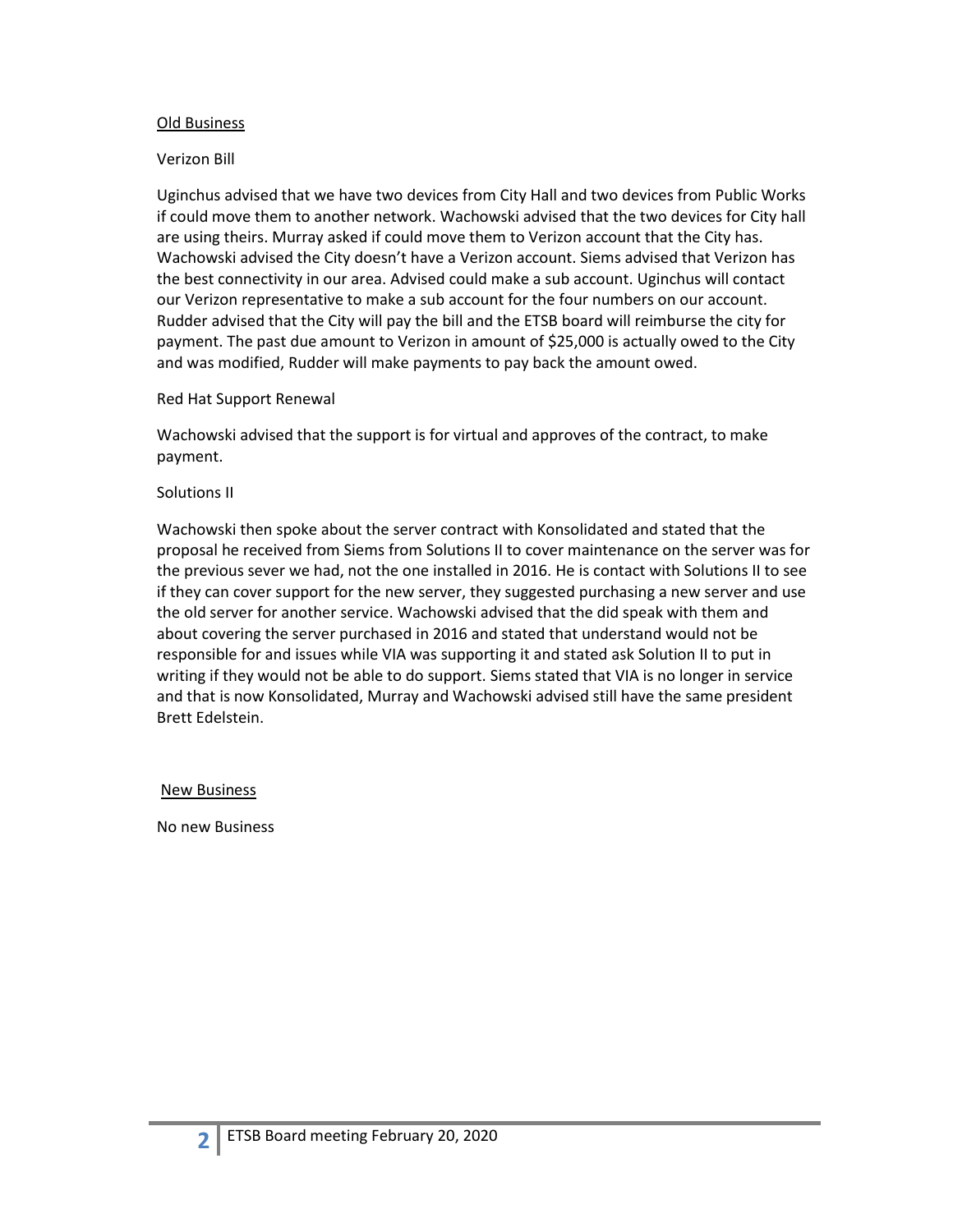## Old Business

Verizon Bill

Uginchus advised that we have two devices from City Hall and two devices from Public Works if could move them to another network. Wachowski advised that the two devices for City hall are using theirs. Murray asked if could move them to Verizon account that the City has. Wachowski advised the City doesn't have a Verizon account. Siems advised that Verizon has the best connectivity in our area. Advised could make a sub account. Uginchus will contact our Verizon representative to make a sub account for the four numbers on our account. Rudder advised that the City will pay the bill and the ETSB board will reimburse the city for payment. The past due amount to Verizon in amount of $25,000 is actually owed to the City and was modified, Rudder will make payments to pay back the amount owed.

Red Hat Support Renewal

Wachowski advised that the support is for virtual and approves of the contract, to make payment.

Solutions II

Wachowski then spoke about the server contract with Konsolidated and stated that the proposal he received from Siems from Solutions II to cover maintenance on the server was for the previous sever we had, not the one installed in 2016. He is contact with Solutions II to see if they can cover support for the new server, they suggested purchasing a new server and use the old server for another service. Wachowski advised that the did speak with them and about covering the server purchased in 2016 and stated that understand would not be responsible for and issues while VIA was supporting it and stated ask Solution II to put in writing if they would not be able to do support. Siems stated that VIA is no longer in service and that is now Konsolidated, Murray and Wachowski advised still have the same president Brett Edelstein.

## New Business

No new Business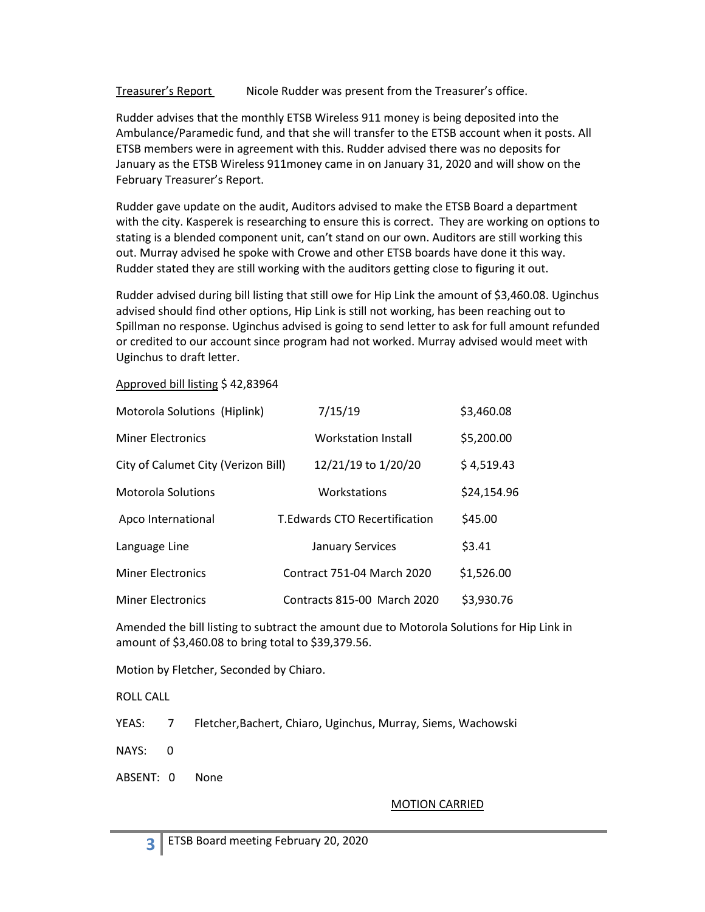Treasurer's Report  Nicole Rudder was present from the Treasurer's office.

Rudder advises that the monthly ETSB Wireless 911 money is being deposited into the Ambulance/Paramedic fund, and that she will transfer to the ETSB account when it posts. All ETSB members were in agreement with this. Rudder advised there was no deposits for January as the ETSB Wireless 911money came in on January 31, 2020 and will show on the February Treasurer's Report.

Rudder gave update on the audit, Auditors advised to make the ETSB Board a department with the city. Kasperek is researching to ensure this is correct. They are working on options to stating is a blended component unit, can't stand on our own. Auditors are still working this out. Murray advised he spoke with Crowe and other ETSB boards have done it this way. Rudder stated they are still working with the auditors getting close to figuring it out.

Rudder advised during bill listing that still owe for Hip Link the amount of $3,460.08. Uginchus advised should find other options, Hip Link is still not working, has been reaching out to Spillman no response. Uginchus advised is going to send letter to ask for full amount refunded or credited to our account since program had not worked. Murray advised would meet with Uginchus to draft letter.

Approved bill listing $ 42,83964

| | | |
|---|---|---|
| Motorola Solutions (Hiplink) | 7/15/19 | $3,460.08 |
| Miner Electronics | Workstation Install | $5,200.00 |
| City of Calumet City (Verizon Bill) | 12/21/19 to 1/20/20 | $ 4,519.43 |
| Motorola Solutions | Workstations | $24,154.96 |
| Apco International | T.Edwards CTO Recertification | $45.00 |
| Language Line | January Services | $3.41 |
| Miner Electronics | Contract 751-04 March 2020 | $1,526.00 |
| Miner Electronics | Contracts 815-00 March 2020 | $3,930.76 |

Amended the bill listing to subtract the amount due to Motorola Solutions for Hip Link in amount of $3,460.08 to bring total to $39,379.56.

Motion by Fletcher, Seconded by Chiaro.

ROLL CALL

YEAS: 7 Fletcher,Bachert, Chiaro, Uginchus, Murray, Siems, Wachowski

NAYS: 0

ABSENT: 0 None

MOTION CARRIED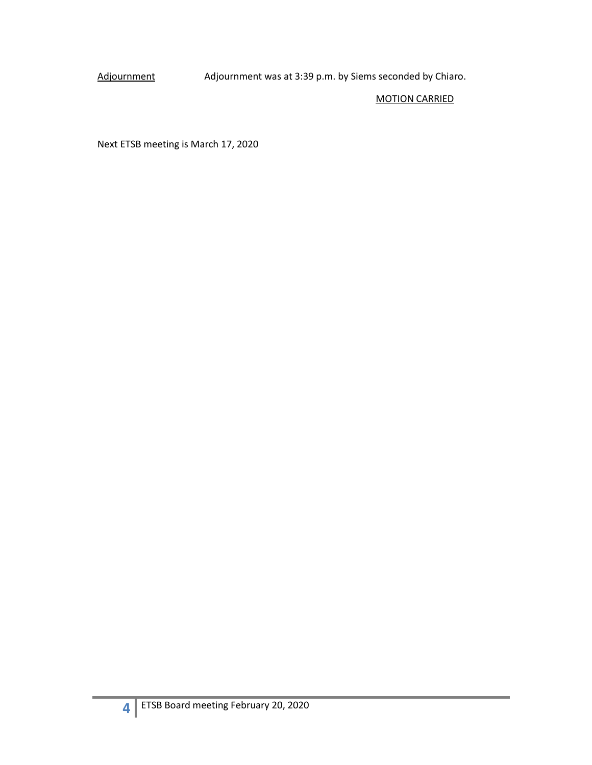Adjournment    Adjournment was at 3:39 p.m. by Siems seconded by Chiaro.

MOTION CARRIED

Next ETSB meeting is March 17, 2020